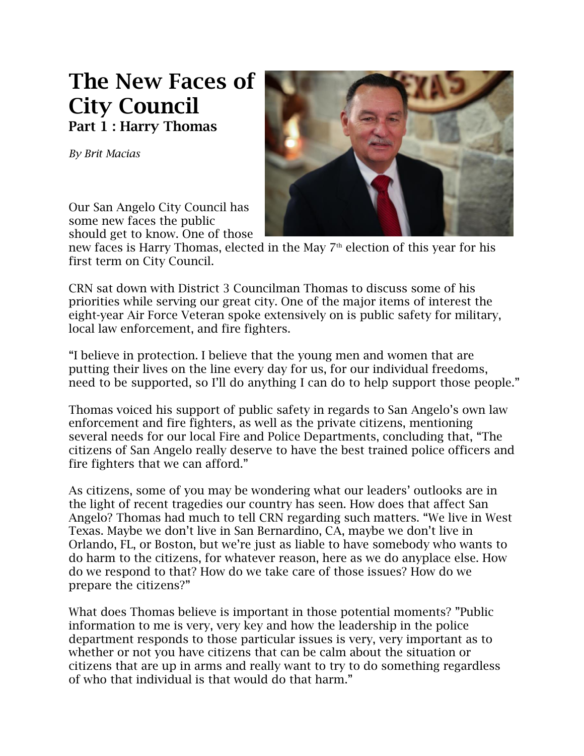# The New Faces of City Council

## Part 1 : Harry Thomas

*By Brit Macias*

Our San Angelo City Council has some new faces the public should get to know. One of those new faces is Harry Thomas, elected in the May 7th election of this year for his first term on City Council.

CRN sat down with District 3 Councilman Thomas to discuss some of his priorities while serving our great city. One of the major items of interest the eight-year Air Force Veteran spoke extensively on is public safety for military, local law enforcement, and fire fighters.

"I believe in protection. I believe that the young men and women that are putting their lives on the line every day for us, for our individual freedoms, need to be supported, so I'll do anything I can do to help support those people."

Thomas voiced his support of public safety in regards to San Angelo's own law enforcement and fire fighters, as well as the private citizens, mentioning several needs for our local Fire and Police Departments, concluding that, "The citizens of San Angelo really deserve to have the best trained police officers and fire fighters that we can afford."

As citizens, some of you may be wondering what our leaders' outlooks are in the light of recent tragedies our country has seen. How does that affect San Angelo? Thomas had much to tell CRN regarding such matters. "We live in West Texas. Maybe we don't live in San Bernardino, CA, maybe we don't live in Orlando, FL, or Boston, but we're just as liable to have somebody who wants to do harm to the citizens, for whatever reason, here as we do anyplace else. How do we respond to that? How do we take care of those issues? How do we prepare the citizens?"

What does Thomas believe is important in those potential moments? "Public information to me is very, very key and how the leadership in the police department responds to those particular issues is very, very important as to whether or not you have citizens that can be calm about the situation or citizens that are up in arms and really want to try to do something regardless of who that individual is that would do that harm."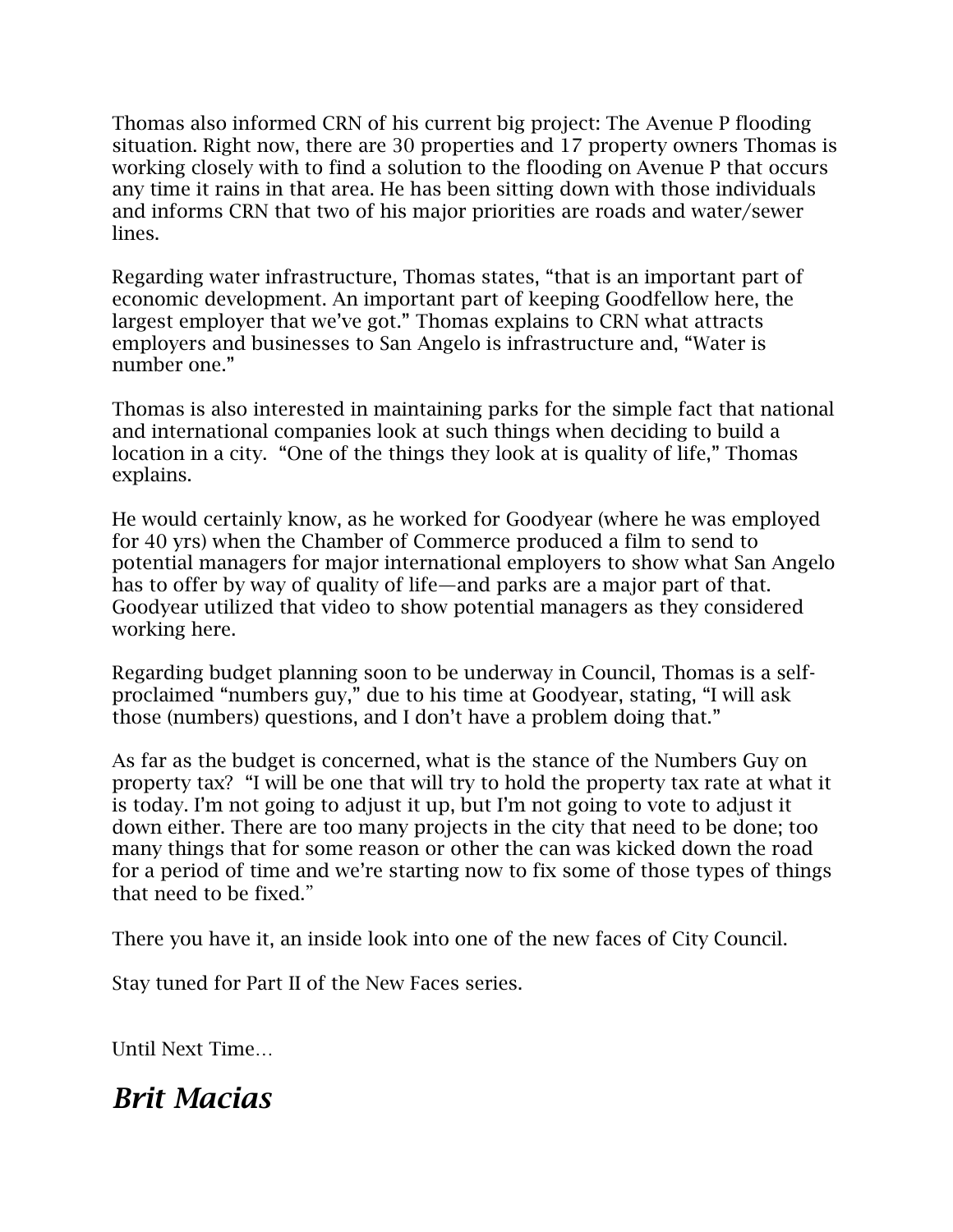Thomas also informed CRN of his current big project: The Avenue P flooding situation. Right now, there are 30 properties and 17 property owners Thomas is working closely with to find a solution to the flooding on Avenue P that occurs any time it rains in that area. He has been sitting down with those individuals and informs CRN that two of his major priorities are roads and water/sewer lines.

Regarding water infrastructure, Thomas states, “that is an important part of economic development. An important part of keeping Goodfellow here, the largest employer that we’ve got.” Thomas explains to CRN what attracts employers and businesses to San Angelo is infrastructure and, “Water is number one.”

Thomas is also interested in maintaining parks for the simple fact that national and international companies look at such things when deciding to build a location in a city. “One of the things they look at is quality of life,” Thomas explains.

He would certainly know, as he worked for Goodyear (where he was employed for 40 yrs) when the Chamber of Commerce produced a film to send to potential managers for major international employers to show what San Angelo has to offer by way of quality of life—and parks are a major part of that. Goodyear utilized that video to show potential managers as they considered working here.

Regarding budget planning soon to be underway in Council, Thomas is a self-proclaimed “numbers guy,” due to his time at Goodyear, stating, “I will ask those (numbers) questions, and I don’t have a problem doing that.”

As far as the budget is concerned, what is the stance of the Numbers Guy on property tax? “I will be one that will try to hold the property tax rate at what it is today. I’m not going to adjust it up, but I’m not going to vote to adjust it down either. There are too many projects in the city that need to be done; too many things that for some reason or other the can was kicked down the road for a period of time and we’re starting now to fix some of those types of things that need to be fixed.”

There you have it, an inside look into one of the new faces of City Council.

Stay tuned for Part II of the New Faces series.

Until Next Time…

## *Brit Macias*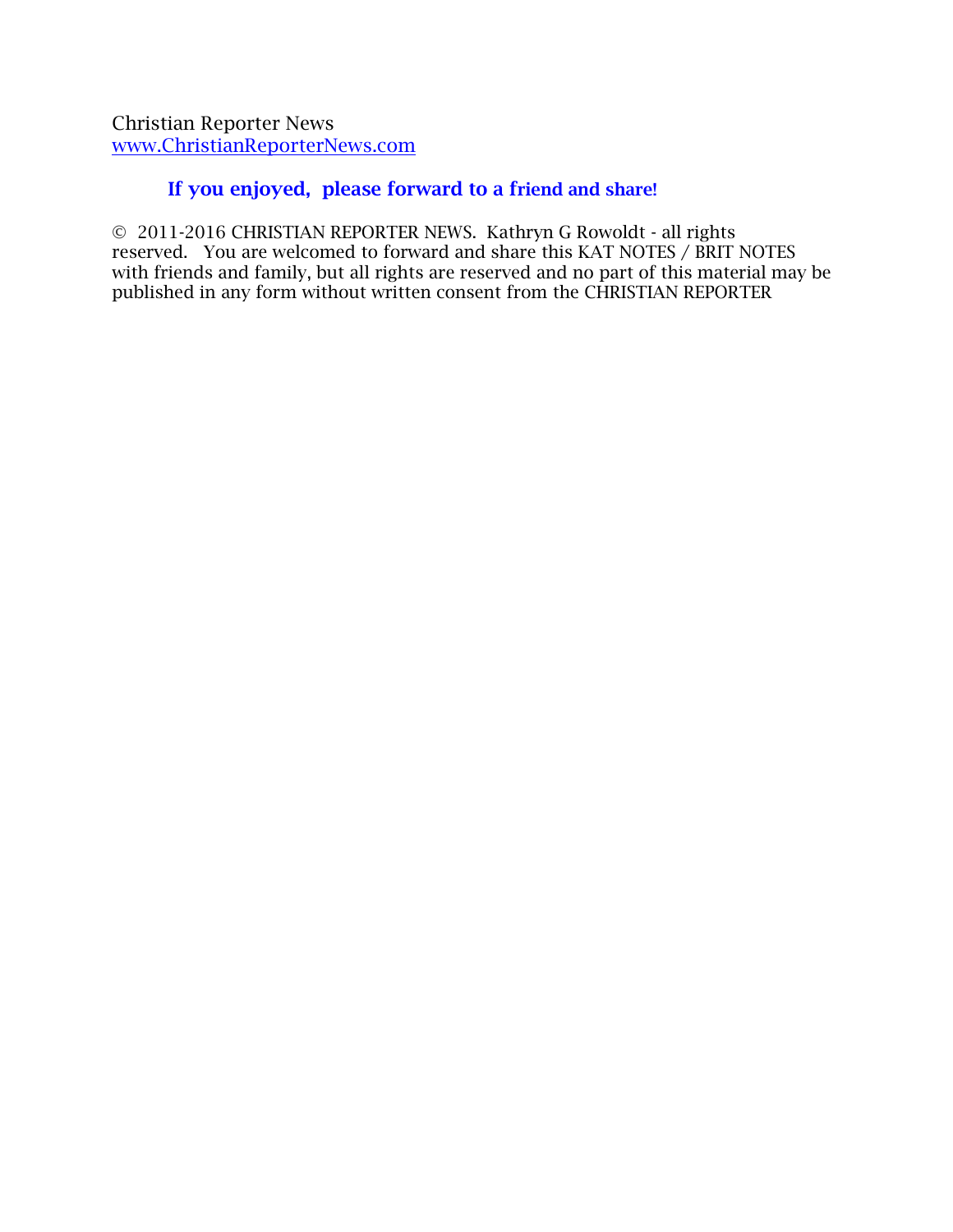Christian Reporter News
[www.ChristianReporterNews.com](http://www.ChristianReporterNews.com)

**If you enjoyed, please forward to a friend and share!**

© 2011-2016 CHRISTIAN REPORTER NEWS. Kathryn G Rowoldt - all rights reserved. You are welcomed to forward and share this KAT NOTES / BRIT NOTES with friends and family, but all rights are reserved and no part of this material may be published in any form without written consent from the CHRISTIAN REPORTER